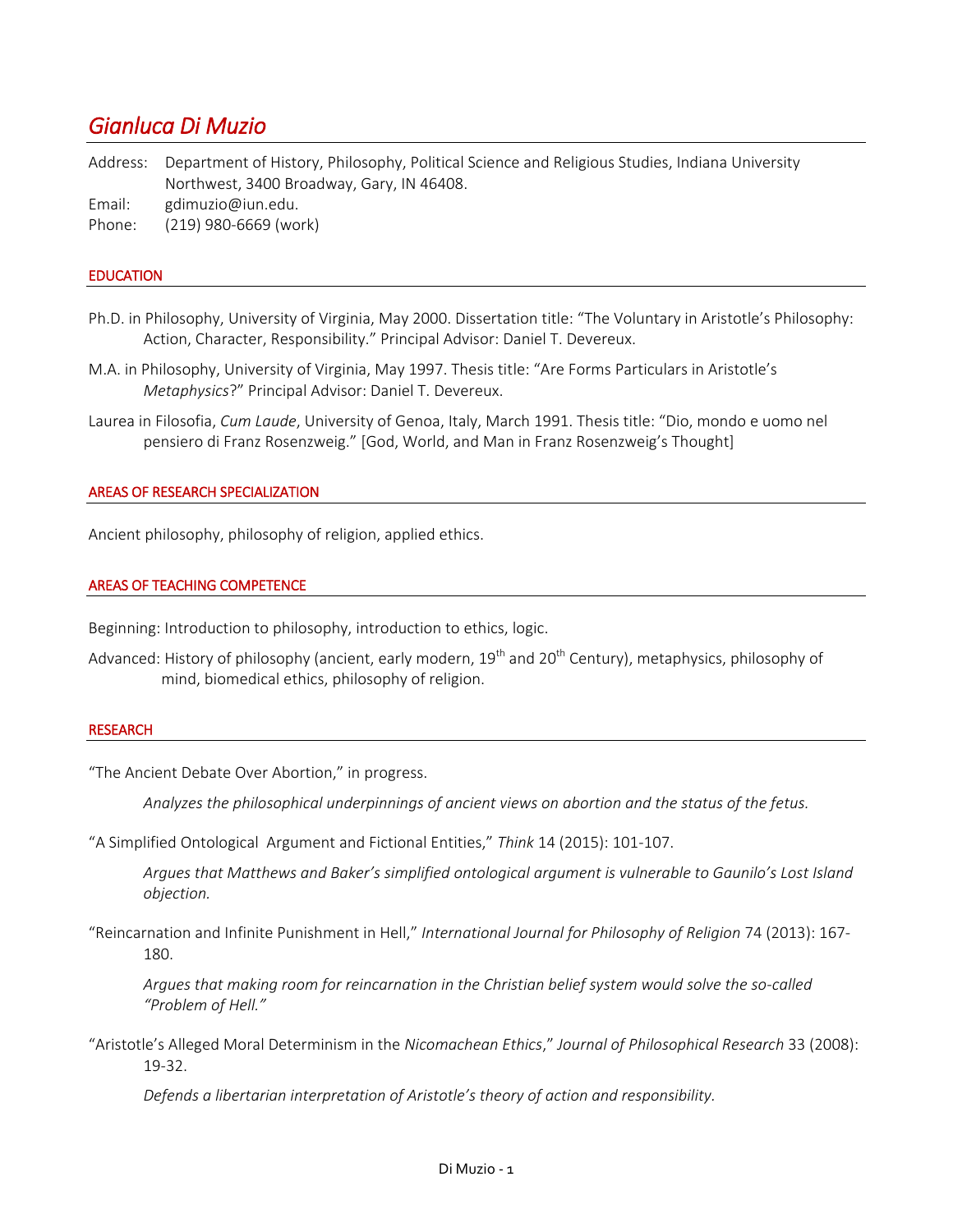# *Gianluca Di Muzio*

Address: Department of History, Philosophy, Political Science and Religious Studies, Indiana University Northwest, 3400 Broadway, Gary, IN 46408.

Email: gdimuzio@iun.edu.

Phone: (219) 980-6669 (work)

## EDUCATION

Ph.D. in Philosophy, University of Virginia, May 2000. Dissertation title: "The Voluntary in Aristotle's Philosophy: Action, Character, Responsibility." Principal Advisor: Daniel T. Devereux.

M.A. in Philosophy, University of Virginia, May 1997. Thesis title: "Are Forms Particulars in Aristotle's *Metaphysics*?" Principal Advisor: Daniel T. Devereux.

Laurea in Filosofia, *Cum Laude*, University of Genoa, Italy, March 1991. Thesis title: "Dio, mondo e uomo nel pensiero di Franz Rosenzweig." [God, World, and Man in Franz Rosenzweig's Thought]

## AREAS OF RESEARCH SPECIALIZATION

Ancient philosophy, philosophy of religion, applied ethics.

## AREAS OF TEACHING COMPETENCE

Beginning: Introduction to philosophy, introduction to ethics, logic.

Advanced: History of philosophy (ancient, early modern, 19th and 20th Century), metaphysics, philosophy of mind, biomedical ethics, philosophy of religion.

## RESEARCH

"The Ancient Debate Over Abortion," in progress.

*Analyzes the philosophical underpinnings of ancient views on abortion and the status of the fetus.*

"A Simplified Ontological Argument and Fictional Entities," *Think* 14 (2015): 101-107.

*Argues that Matthews and Baker's simplified ontological argument is vulnerable to Gaunilo's Lost Island objection.*

"Reincarnation and Infinite Punishment in Hell," *International Journal for Philosophy of Religion* 74 (2013): 167-180.

*Argues that making room for reincarnation in the Christian belief system would solve the so-called "Problem of Hell."*

"Aristotle's Alleged Moral Determinism in the *Nicomachean Ethics*," *Journal of Philosophical Research* 33 (2008): 19-32.

*Defends a libertarian interpretation of Aristotle's theory of action and responsibility.*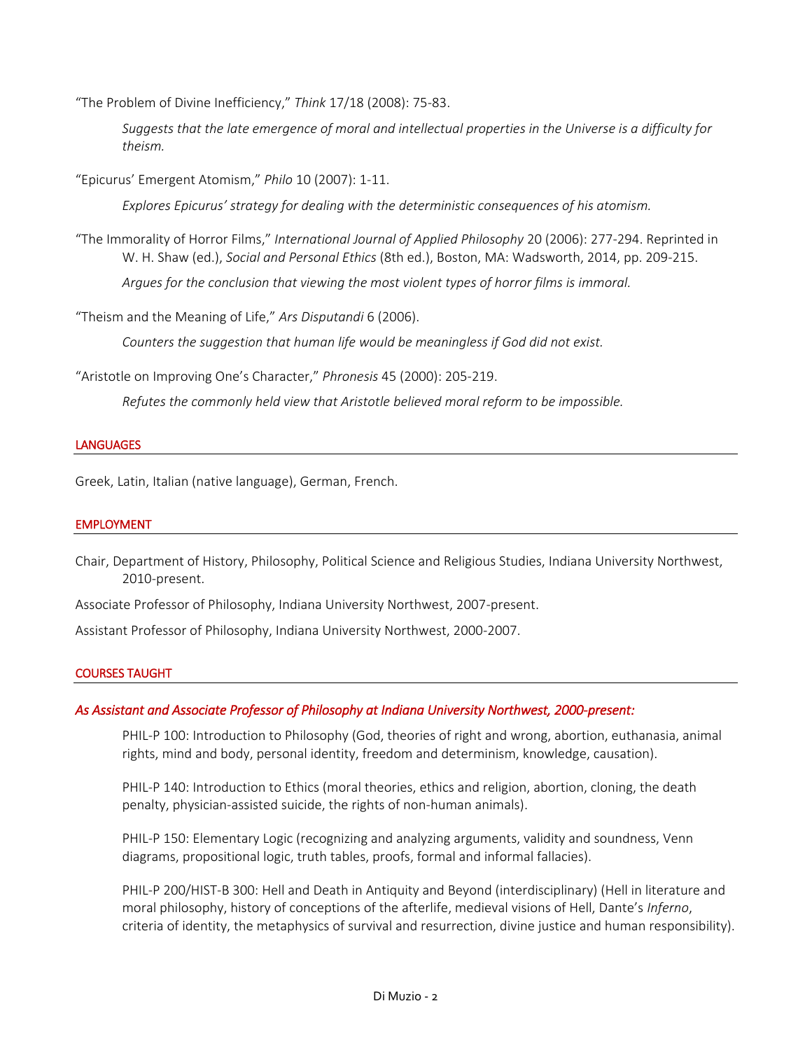"The Problem of Divine Inefficiency," *Think* 17/18 (2008): 75-83.

> *Suggests that the late emergence of moral and intellectual properties in the Universe is a difficulty for theism.*

"Epicurus' Emergent Atomism," *Philo* 10 (2007): 1-11.

> *Explores Epicurus' strategy for dealing with the deterministic consequences of his atomism.*

"The Immorality of Horror Films," *International Journal of Applied Philosophy* 20 (2006): 277-294. Reprinted in W. H. Shaw (ed.), *Social and Personal Ethics* (8th ed.), Boston, MA: Wadsworth, 2014, pp. 209-215.

> *Argues for the conclusion that viewing the most violent types of horror films is immoral.*

"Theism and the Meaning of Life," *Ars Disputandi* 6 (2006).

> *Counters the suggestion that human life would be meaningless if God did not exist.*

"Aristotle on Improving One's Character," *Phronesis* 45 (2000): 205-219.

> *Refutes the commonly held view that Aristotle believed moral reform to be impossible.*

## LANGUAGES

Greek, Latin, Italian (native language), German, French.

## EMPLOYMENT

Chair, Department of History, Philosophy, Political Science and Religious Studies, Indiana University Northwest, 2010-present.

Associate Professor of Philosophy, Indiana University Northwest, 2007-present.

Assistant Professor of Philosophy, Indiana University Northwest, 2000-2007.

## COURSES TAUGHT

### *As Assistant and Associate Professor of Philosophy at Indiana University Northwest, 2000-present:*

PHIL-P 100: Introduction to Philosophy (God, theories of right and wrong, abortion, euthanasia, animal rights, mind and body, personal identity, freedom and determinism, knowledge, causation).

PHIL-P 140: Introduction to Ethics (moral theories, ethics and religion, abortion, cloning, the death penalty, physician-assisted suicide, the rights of non-human animals).

PHIL-P 150: Elementary Logic (recognizing and analyzing arguments, validity and soundness, Venn diagrams, propositional logic, truth tables, proofs, formal and informal fallacies).

PHIL-P 200/HIST-B 300: Hell and Death in Antiquity and Beyond (interdisciplinary) (Hell in literature and moral philosophy, history of conceptions of the afterlife, medieval visions of Hell, Dante's *Inferno*, criteria of identity, the metaphysics of survival and resurrection, divine justice and human responsibility).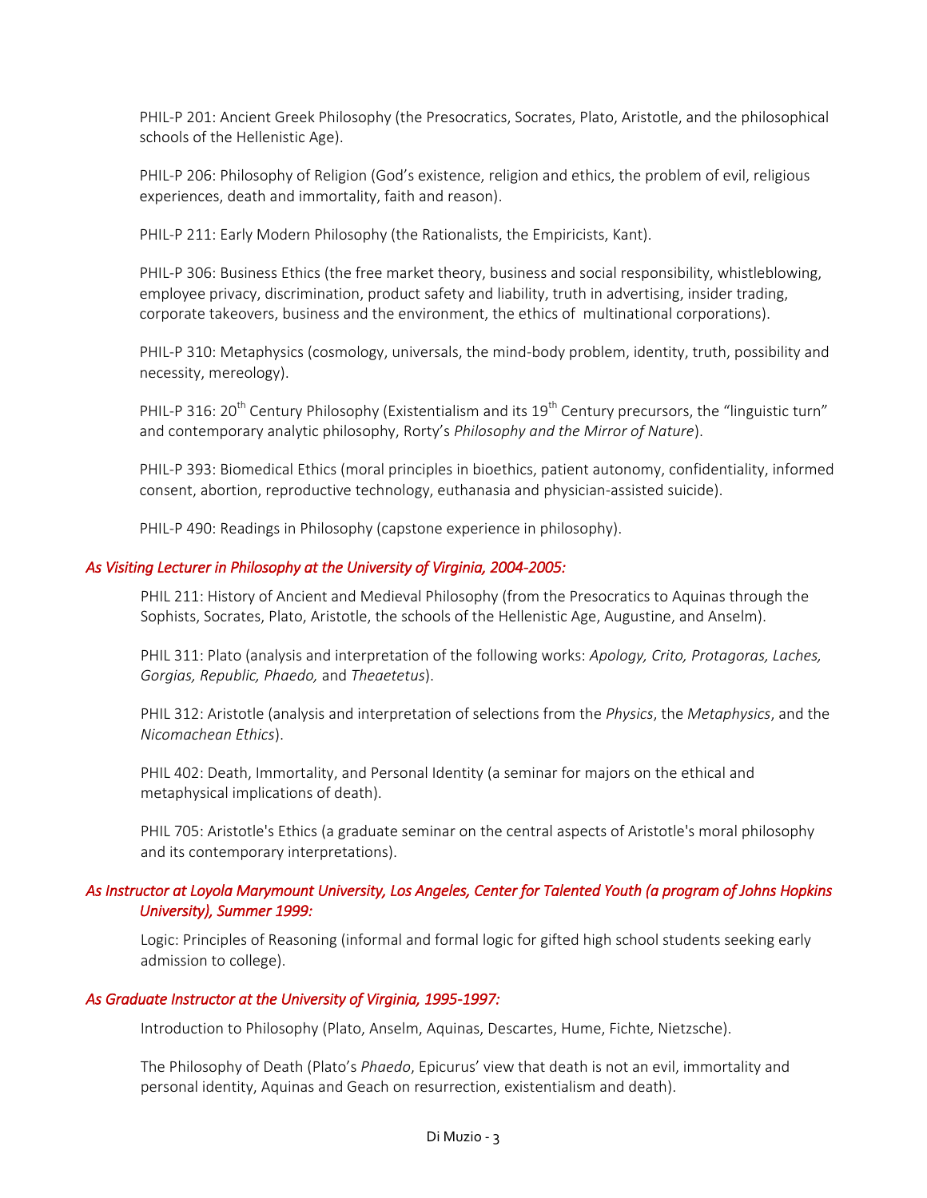PHIL-P 201: Ancient Greek Philosophy (the Presocratics, Socrates, Plato, Aristotle, and the philosophical schools of the Hellenistic Age).

PHIL-P 206: Philosophy of Religion (God's existence, religion and ethics, the problem of evil, religious experiences, death and immortality, faith and reason).

PHIL-P 211: Early Modern Philosophy (the Rationalists, the Empiricists, Kant).

PHIL-P 306: Business Ethics (the free market theory, business and social responsibility, whistleblowing, employee privacy, discrimination, product safety and liability, truth in advertising, insider trading, corporate takeovers, business and the environment, the ethics of multinational corporations).

PHIL-P 310: Metaphysics (cosmology, universals, the mind-body problem, identity, truth, possibility and necessity, mereology).

PHIL-P 316: 20th Century Philosophy (Existentialism and its 19th Century precursors, the "linguistic turn" and contemporary analytic philosophy, Rorty's *Philosophy and the Mirror of Nature*).

PHIL-P 393: Biomedical Ethics (moral principles in bioethics, patient autonomy, confidentiality, informed consent, abortion, reproductive technology, euthanasia and physician-assisted suicide).

PHIL-P 490: Readings in Philosophy (capstone experience in philosophy).

### *As Visiting Lecturer in Philosophy at the University of Virginia, 2004-2005:*

PHIL 211: History of Ancient and Medieval Philosophy (from the Presocratics to Aquinas through the Sophists, Socrates, Plato, Aristotle, the schools of the Hellenistic Age, Augustine, and Anselm).

PHIL 311: Plato (analysis and interpretation of the following works: *Apology, Crito, Protagoras, Laches, Gorgias, Republic, Phaedo,* and *Theaetetus*).

PHIL 312: Aristotle (analysis and interpretation of selections from the *Physics*, the *Metaphysics*, and the *Nicomachean Ethics*).

PHIL 402: Death, Immortality, and Personal Identity (a seminar for majors on the ethical and metaphysical implications of death).

PHIL 705: Aristotle's Ethics (a graduate seminar on the central aspects of Aristotle's moral philosophy and its contemporary interpretations).

### *As Instructor at Loyola Marymount University, Los Angeles, Center for Talented Youth (a program of Johns Hopkins University), Summer 1999:*

Logic: Principles of Reasoning (informal and formal logic for gifted high school students seeking early admission to college).

### *As Graduate Instructor at the University of Virginia, 1995-1997:*

Introduction to Philosophy (Plato, Anselm, Aquinas, Descartes, Hume, Fichte, Nietzsche).

The Philosophy of Death (Plato's *Phaedo*, Epicurus' view that death is not an evil, immortality and personal identity, Aquinas and Geach on resurrection, existentialism and death).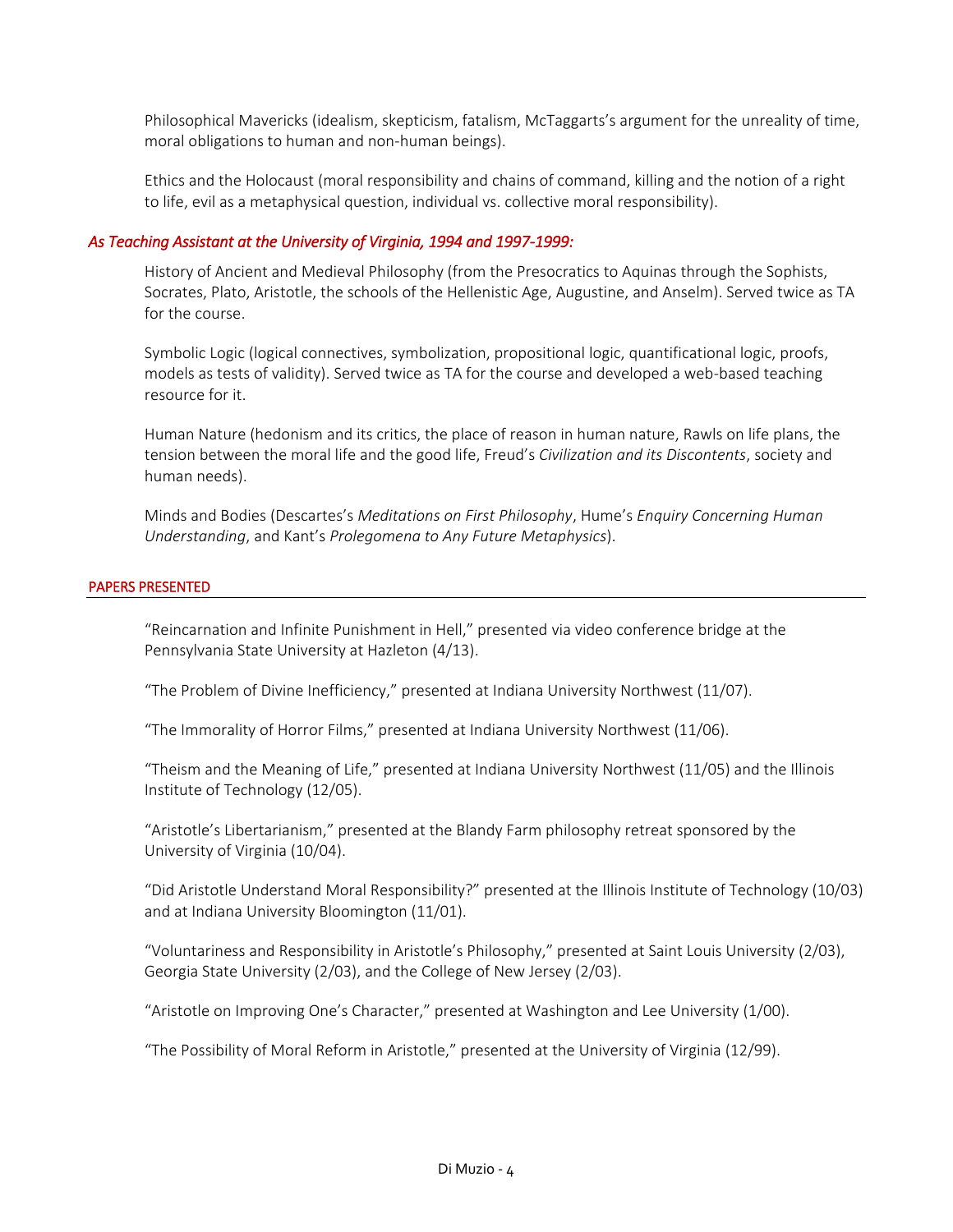Philosophical Mavericks (idealism, skepticism, fatalism, McTaggarts's argument for the unreality of time, moral obligations to human and non-human beings).

Ethics and the Holocaust (moral responsibility and chains of command, killing and the notion of a right to life, evil as a metaphysical question, individual vs. collective moral responsibility).

### *As Teaching Assistant at the University of Virginia, 1994 and 1997-1999:*

History of Ancient and Medieval Philosophy (from the Presocratics to Aquinas through the Sophists, Socrates, Plato, Aristotle, the schools of the Hellenistic Age, Augustine, and Anselm). Served twice as TA for the course.

Symbolic Logic (logical connectives, symbolization, propositional logic, quantificational logic, proofs, models as tests of validity). Served twice as TA for the course and developed a web-based teaching resource for it.

Human Nature (hedonism and its critics, the place of reason in human nature, Rawls on life plans, the tension between the moral life and the good life, Freud's *Civilization and its Discontents*, society and human needs).

Minds and Bodies (Descartes's *Meditations on First Philosophy*, Hume's *Enquiry Concerning Human Understanding*, and Kant's *Prolegomena to Any Future Metaphysics*).

## PAPERS PRESENTED

"Reincarnation and Infinite Punishment in Hell," presented via video conference bridge at the Pennsylvania State University at Hazleton (4/13).

"The Problem of Divine Inefficiency," presented at Indiana University Northwest (11/07).

"The Immorality of Horror Films," presented at Indiana University Northwest (11/06).

"Theism and the Meaning of Life," presented at Indiana University Northwest (11/05) and the Illinois Institute of Technology (12/05).

"Aristotle's Libertarianism," presented at the Blandy Farm philosophy retreat sponsored by the University of Virginia (10/04).

"Did Aristotle Understand Moral Responsibility?" presented at the Illinois Institute of Technology (10/03) and at Indiana University Bloomington (11/01).

"Voluntariness and Responsibility in Aristotle's Philosophy," presented at Saint Louis University (2/03), Georgia State University (2/03), and the College of New Jersey (2/03).

"Aristotle on Improving One's Character," presented at Washington and Lee University (1/00).

"The Possibility of Moral Reform in Aristotle," presented at the University of Virginia (12/99).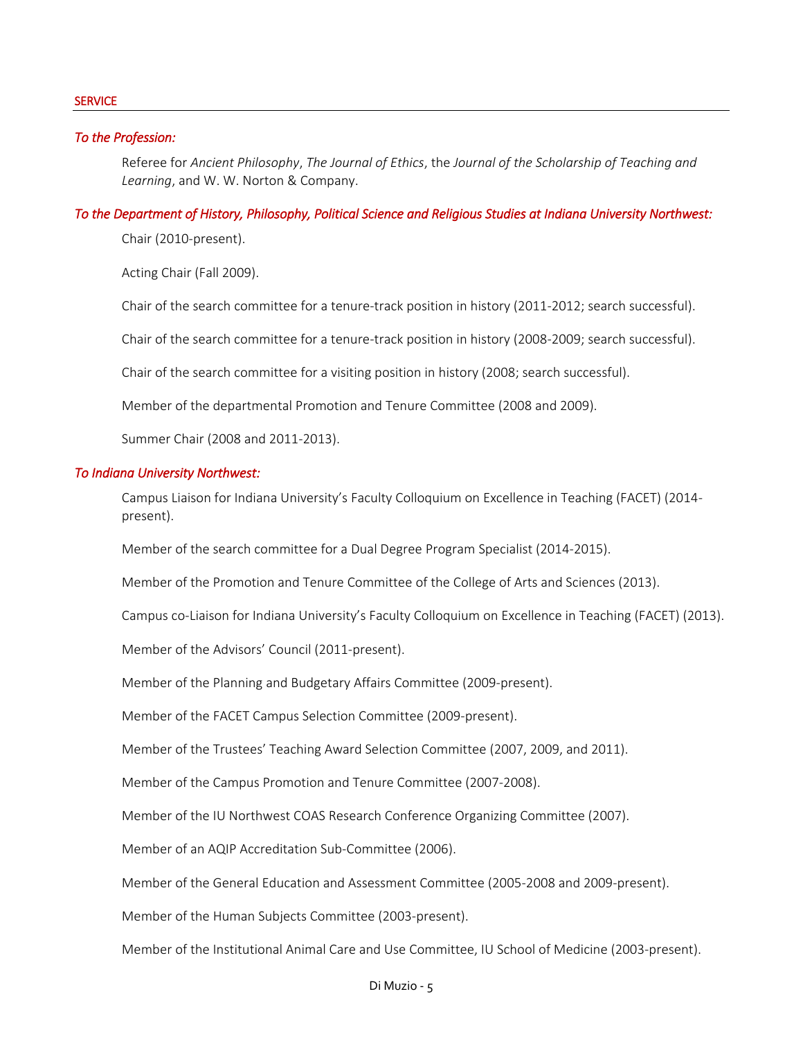## SERVICE

### *To the Profession:*

Referee for *Ancient Philosophy*, *The Journal of Ethics*, the *Journal of the Scholarship of Teaching and Learning*, and W. W. Norton & Company.

### *To the Department of History, Philosophy, Political Science and Religious Studies at Indiana University Northwest:*

Chair (2010-present).

Acting Chair (Fall 2009).

Chair of the search committee for a tenure-track position in history (2011-2012; search successful).

Chair of the search committee for a tenure-track position in history (2008-2009; search successful).

Chair of the search committee for a visiting position in history (2008; search successful).

Member of the departmental Promotion and Tenure Committee (2008 and 2009).

Summer Chair (2008 and 2011-2013).

### *To Indiana University Northwest:*

Campus Liaison for Indiana University's Faculty Colloquium on Excellence in Teaching (FACET) (2014-present).

Member of the search committee for a Dual Degree Program Specialist (2014-2015).

Member of the Promotion and Tenure Committee of the College of Arts and Sciences (2013).

Campus co-Liaison for Indiana University's Faculty Colloquium on Excellence in Teaching (FACET) (2013).

Member of the Advisors' Council (2011-present).

Member of the Planning and Budgetary Affairs Committee (2009-present).

Member of the FACET Campus Selection Committee (2009-present).

Member of the Trustees' Teaching Award Selection Committee (2007, 2009, and 2011).

Member of the Campus Promotion and Tenure Committee (2007-2008).

Member of the IU Northwest COAS Research Conference Organizing Committee (2007).

Member of an AQIP Accreditation Sub-Committee (2006).

Member of the General Education and Assessment Committee (2005-2008 and 2009-present).

Member of the Human Subjects Committee (2003-present).

Member of the Institutional Animal Care and Use Committee, IU School of Medicine (2003-present).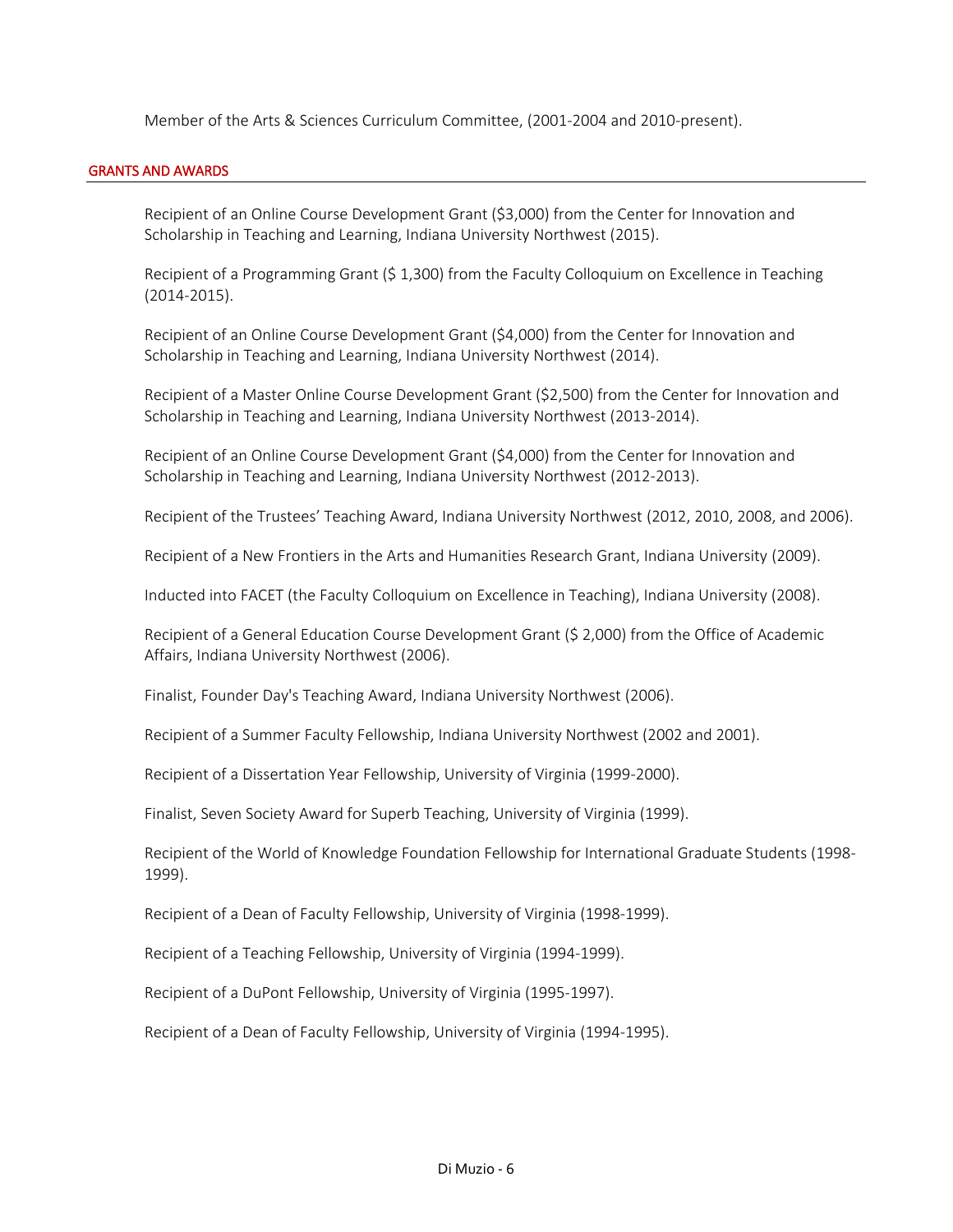Member of the Arts & Sciences Curriculum Committee, (2001-2004 and 2010-present).

## GRANTS AND AWARDS

Recipient of an Online Course Development Grant ($3,000) from the Center for Innovation and Scholarship in Teaching and Learning, Indiana University Northwest (2015).

Recipient of a Programming Grant ($ 1,300) from the Faculty Colloquium on Excellence in Teaching (2014-2015).

Recipient of an Online Course Development Grant ($4,000) from the Center for Innovation and Scholarship in Teaching and Learning, Indiana University Northwest (2014).

Recipient of a Master Online Course Development Grant ($2,500) from the Center for Innovation and Scholarship in Teaching and Learning, Indiana University Northwest (2013-2014).

Recipient of an Online Course Development Grant ($4,000) from the Center for Innovation and Scholarship in Teaching and Learning, Indiana University Northwest (2012-2013).

Recipient of the Trustees' Teaching Award, Indiana University Northwest (2012, 2010, 2008, and 2006).

Recipient of a New Frontiers in the Arts and Humanities Research Grant, Indiana University (2009).

Inducted into FACET (the Faculty Colloquium on Excellence in Teaching), Indiana University (2008).

Recipient of a General Education Course Development Grant ($ 2,000) from the Office of Academic Affairs, Indiana University Northwest (2006).

Finalist, Founder Day's Teaching Award, Indiana University Northwest (2006).

Recipient of a Summer Faculty Fellowship, Indiana University Northwest (2002 and 2001).

Recipient of a Dissertation Year Fellowship, University of Virginia (1999-2000).

Finalist, Seven Society Award for Superb Teaching, University of Virginia (1999).

Recipient of the World of Knowledge Foundation Fellowship for International Graduate Students (1998-1999).

Recipient of a Dean of Faculty Fellowship, University of Virginia (1998-1999).

Recipient of a Teaching Fellowship, University of Virginia (1994-1999).

Recipient of a DuPont Fellowship, University of Virginia (1995-1997).

Recipient of a Dean of Faculty Fellowship, University of Virginia (1994-1995).